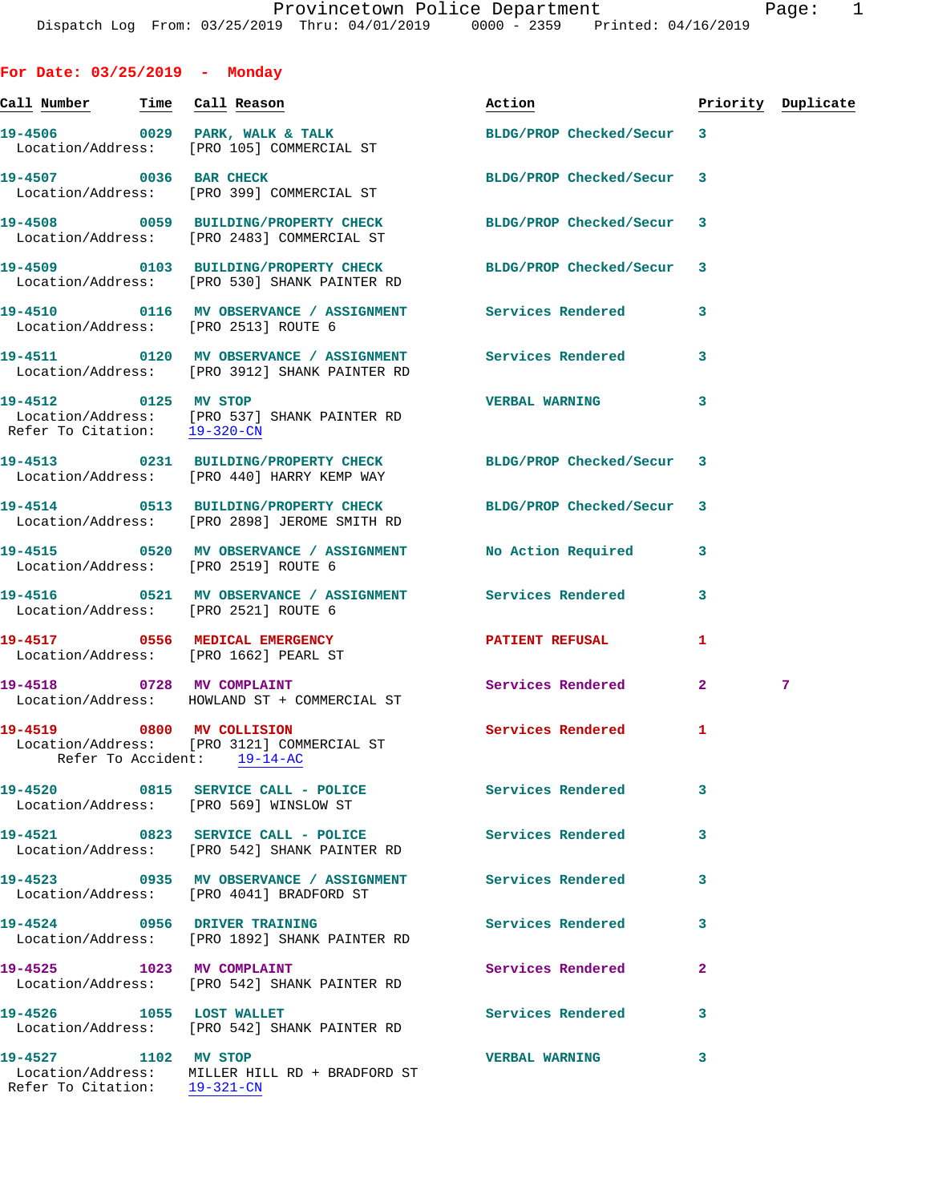Provincetown Police Department
Dispatch Log From: 03/25/2019 Thru: 04/01/2019 0000 - 2359 Printed: 04/16/2019

## For Date: 03/25/2019 - Monday

| Call Number | Time | Call Reason | Action | Priority | Duplicate |
|---|---|---|---|---|---|
| 19-4506 | 0029 | PARK, WALK & TALK | BLDG/PROP Checked/Secur | 3 | |
| Location/Address: | | [PRO 105] COMMERCIAL ST | | | |
| 19-4507 | 0036 | BAR CHECK | BLDG/PROP Checked/Secur | 3 | |
| Location/Address: | | [PRO 399] COMMERCIAL ST | | | |
| 19-4508 | 0059 | BUILDING/PROPERTY CHECK | BLDG/PROP Checked/Secur | 3 | |
| Location/Address: | | [PRO 2483] COMMERCIAL ST | | | |
| 19-4509 | 0103 | BUILDING/PROPERTY CHECK | BLDG/PROP Checked/Secur | 3 | |
| Location/Address: | | [PRO 530] SHANK PAINTER RD | | | |
| 19-4510 | 0116 | MV OBSERVANCE / ASSIGNMENT | Services Rendered | 3 | |
| Location/Address: | | [PRO 2513] ROUTE 6 | | | |
| 19-4511 | 0120 | MV OBSERVANCE / ASSIGNMENT | Services Rendered | 3 | |
| Location/Address: | | [PRO 3912] SHANK PAINTER RD | | | |
| 19-4512 | 0125 | MV STOP | VERBAL WARNING | 3 | |
| Location/Address: | | [PRO 537] SHANK PAINTER RD | | | |
| Refer To Citation: | | 19-320-CN | | | |
| 19-4513 | 0231 | BUILDING/PROPERTY CHECK | BLDG/PROP Checked/Secur | 3 | |
| Location/Address: | | [PRO 440] HARRY KEMP WAY | | | |
| 19-4514 | 0513 | BUILDING/PROPERTY CHECK | BLDG/PROP Checked/Secur | 3 | |
| Location/Address: | | [PRO 2898] JEROME SMITH RD | | | |
| 19-4515 | 0520 | MV OBSERVANCE / ASSIGNMENT | No Action Required | 3 | |
| Location/Address: | | [PRO 2519] ROUTE 6 | | | |
| 19-4516 | 0521 | MV OBSERVANCE / ASSIGNMENT | Services Rendered | 3 | |
| Location/Address: | | [PRO 2521] ROUTE 6 | | | |
| 19-4517 | 0556 | MEDICAL EMERGENCY | PATIENT REFUSAL | 1 | |
| Location/Address: | | [PRO 1662] PEARL ST | | | |
| 19-4518 | 0728 | MV COMPLAINT | Services Rendered | 2 | 7 |
| Location/Address: | | HOWLAND ST + COMMERCIAL ST | | | |
| 19-4519 | 0800 | MV COLLISION | Services Rendered | 1 | |
| Location/Address: | | [PRO 3121] COMMERCIAL ST | | | |
| Refer To Accident: | | 19-14-AC | | | |
| 19-4520 | 0815 | SERVICE CALL - POLICE | Services Rendered | 3 | |
| Location/Address: | | [PRO 569] WINSLOW ST | | | |
| 19-4521 | 0823 | SERVICE CALL - POLICE | Services Rendered | 3 | |
| Location/Address: | | [PRO 542] SHANK PAINTER RD | | | |
| 19-4523 | 0935 | MV OBSERVANCE / ASSIGNMENT | Services Rendered | 3 | |
| Location/Address: | | [PRO 4041] BRADFORD ST | | | |
| 19-4524 | 0956 | DRIVER TRAINING | Services Rendered | 3 | |
| Location/Address: | | [PRO 1892] SHANK PAINTER RD | | | |
| 19-4525 | 1023 | MV COMPLAINT | Services Rendered | 2 | |
| Location/Address: | | [PRO 542] SHANK PAINTER RD | | | |
| 19-4526 | 1055 | LOST WALLET | Services Rendered | 3 | |
| Location/Address: | | [PRO 542] SHANK PAINTER RD | | | |
| 19-4527 | 1102 | MV STOP | VERBAL WARNING | 3 | |
| Location/Address: | | MILLER HILL RD + BRADFORD ST | | | |
| Refer To Citation: | | 19-321-CN | | | |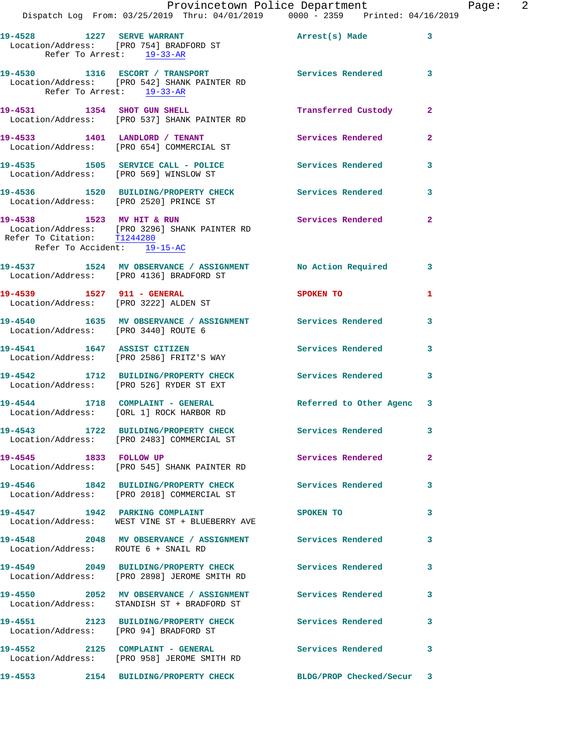19-4528 1227 SERVE WARRANT Arrest(s) Made 3
Location/Address: [PRO 754] BRADFORD ST
Refer To Arrest: 19-33-AR

19-4530 1316 ESCORT / TRANSPORT Services Rendered 3
Location/Address: [PRO 542] SHANK PAINTER RD
Refer To Arrest: 19-33-AR

19-4531 1354 SHOT GUN SHELL Transferred Custody 2
Location/Address: [PRO 537] SHANK PAINTER RD

19-4533 1401 LANDLORD / TENANT Services Rendered 2
Location/Address: [PRO 654] COMMERCIAL ST

19-4535 1505 SERVICE CALL - POLICE Services Rendered 3
Location/Address: [PRO 569] WINSLOW ST

19-4536 1520 BUILDING/PROPERTY CHECK Services Rendered 3
Location/Address: [PRO 2520] PRINCE ST

19-4538 1523 MV HIT & RUN Services Rendered 2
Location/Address: [PRO 3296] SHANK PAINTER RD
Refer To Citation: T1244280
Refer To Accident: 19-15-AC

19-4537 1524 MV OBSERVANCE / ASSIGNMENT No Action Required 3
Location/Address: [PRO 4136] BRADFORD ST

19-4539 1527 911 - GENERAL SPOKEN TO 1
Location/Address: [PRO 3222] ALDEN ST

19-4540 1635 MV OBSERVANCE / ASSIGNMENT Services Rendered 3
Location/Address: [PRO 3440] ROUTE 6

19-4541 1647 ASSIST CITIZEN Services Rendered 3
Location/Address: [PRO 2586] FRITZ'S WAY

19-4542 1712 BUILDING/PROPERTY CHECK Services Rendered 3
Location/Address: [PRO 526] RYDER ST EXT

19-4544 1718 COMPLAINT - GENERAL Referred to Other Agenc 3
Location/Address: [ORL 1] ROCK HARBOR RD

19-4543 1722 BUILDING/PROPERTY CHECK Services Rendered 3
Location/Address: [PRO 2483] COMMERCIAL ST

19-4545 1833 FOLLOW UP Services Rendered 2
Location/Address: [PRO 545] SHANK PAINTER RD

19-4546 1842 BUILDING/PROPERTY CHECK Services Rendered 3
Location/Address: [PRO 2018] COMMERCIAL ST

19-4547 1942 PARKING COMPLAINT SPOKEN TO 3
Location/Address: WEST VINE ST + BLUEBERRY AVE

19-4548 2048 MV OBSERVANCE / ASSIGNMENT Services Rendered 3
Location/Address: ROUTE 6 + SNAIL RD

19-4549 2049 BUILDING/PROPERTY CHECK Services Rendered 3
Location/Address: [PRO 2898] JEROME SMITH RD

19-4550 2052 MV OBSERVANCE / ASSIGNMENT Services Rendered 3
Location/Address: STANDISH ST + BRADFORD ST

19-4551 2123 BUILDING/PROPERTY CHECK Services Rendered 3
Location/Address: [PRO 94] BRADFORD ST

19-4552 2125 COMPLAINT - GENERAL Services Rendered 3
Location/Address: [PRO 958] JEROME SMITH RD

19-4553 2154 BUILDING/PROPERTY CHECK BLDG/PROP Checked/Secur 3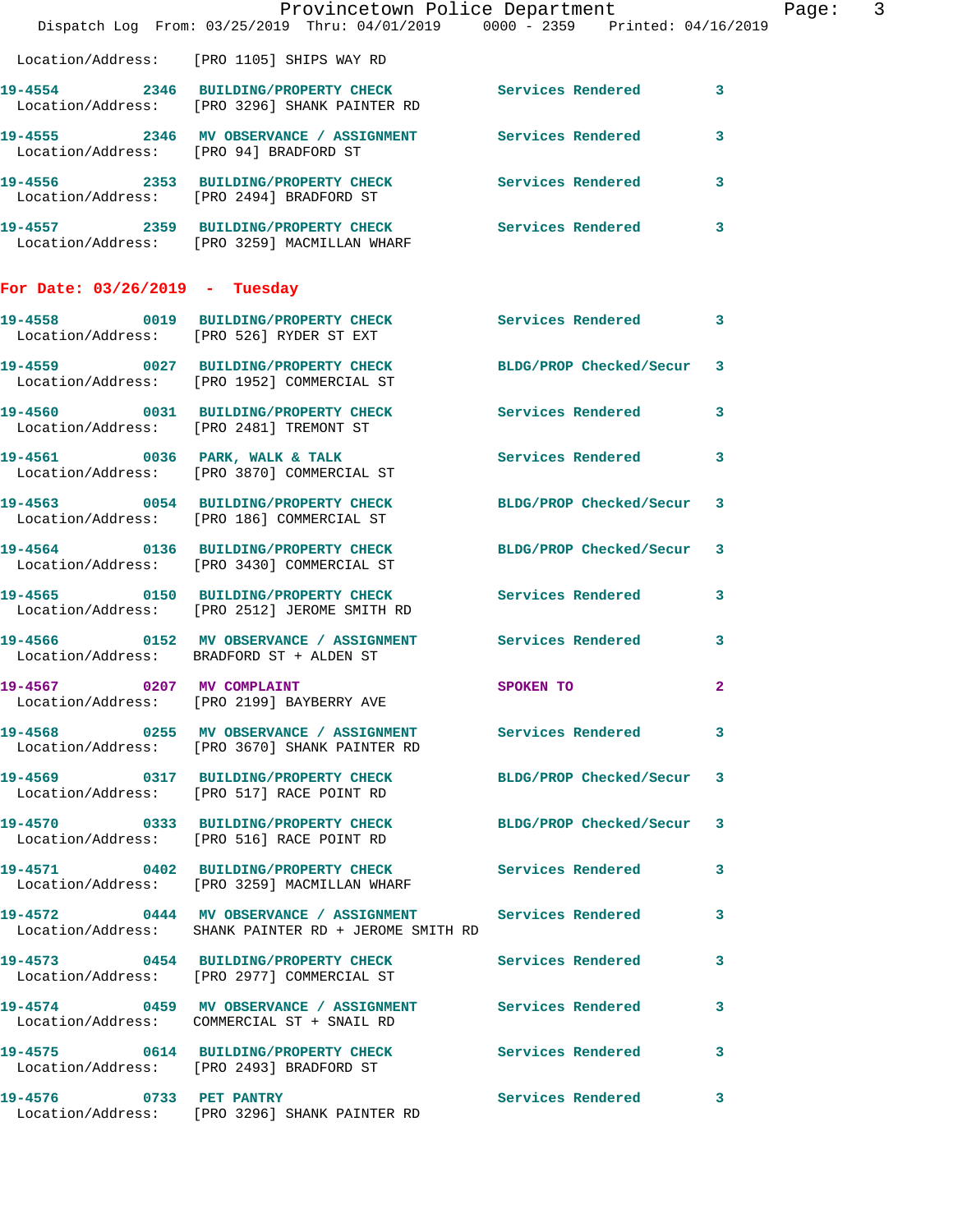Location/Address: [PRO 1105] SHIPS WAY RD

19-4554 2346 BUILDING/PROPERTY CHECK Services Rendered 3
Location/Address: [PRO 3296] SHANK PAINTER RD

19-4555 2346 MV OBSERVANCE / ASSIGNMENT Services Rendered 3
Location/Address: [PRO 94] BRADFORD ST

19-4556 2353 BUILDING/PROPERTY CHECK Services Rendered 3
Location/Address: [PRO 2494] BRADFORD ST

19-4557 2359 BUILDING/PROPERTY CHECK Services Rendered 3
Location/Address: [PRO 3259] MACMILLAN WHARF

## For Date: 03/26/2019 - Tuesday

19-4558 0019 BUILDING/PROPERTY CHECK Services Rendered 3
Location/Address: [PRO 526] RYDER ST EXT

19-4559 0027 BUILDING/PROPERTY CHECK BLDG/PROP Checked/Secur 3
Location/Address: [PRO 1952] COMMERCIAL ST

19-4560 0031 BUILDING/PROPERTY CHECK Services Rendered 3
Location/Address: [PRO 2481] TREMONT ST

19-4561 0036 PARK, WALK & TALK Services Rendered 3
Location/Address: [PRO 3870] COMMERCIAL ST

19-4563 0054 BUILDING/PROPERTY CHECK BLDG/PROP Checked/Secur 3
Location/Address: [PRO 186] COMMERCIAL ST

19-4564 0136 BUILDING/PROPERTY CHECK BLDG/PROP Checked/Secur 3
Location/Address: [PRO 3430] COMMERCIAL ST

19-4565 0150 BUILDING/PROPERTY CHECK Services Rendered 3
Location/Address: [PRO 2512] JEROME SMITH RD

19-4566 0152 MV OBSERVANCE / ASSIGNMENT Services Rendered 3
Location/Address: BRADFORD ST + ALDEN ST

19-4567 0207 MV COMPLAINT SPOKEN TO 2
Location/Address: [PRO 2199] BAYBERRY AVE

19-4568 0255 MV OBSERVANCE / ASSIGNMENT Services Rendered 3
Location/Address: [PRO 3670] SHANK PAINTER RD

19-4569 0317 BUILDING/PROPERTY CHECK BLDG/PROP Checked/Secur 3
Location/Address: [PRO 517] RACE POINT RD

19-4570 0333 BUILDING/PROPERTY CHECK BLDG/PROP Checked/Secur 3
Location/Address: [PRO 516] RACE POINT RD

19-4571 0402 BUILDING/PROPERTY CHECK Services Rendered 3
Location/Address: [PRO 3259] MACMILLAN WHARF

19-4572 0444 MV OBSERVANCE / ASSIGNMENT Services Rendered 3
Location/Address: SHANK PAINTER RD + JEROME SMITH RD

19-4573 0454 BUILDING/PROPERTY CHECK Services Rendered 3
Location/Address: [PRO 2977] COMMERCIAL ST

19-4574 0459 MV OBSERVANCE / ASSIGNMENT Services Rendered 3
Location/Address: COMMERCIAL ST + SNAIL RD

19-4575 0614 BUILDING/PROPERTY CHECK Services Rendered 3
Location/Address: [PRO 2493] BRADFORD ST

19-4576 0733 PET PANTRY Services Rendered 3
Location/Address: [PRO 3296] SHANK PAINTER RD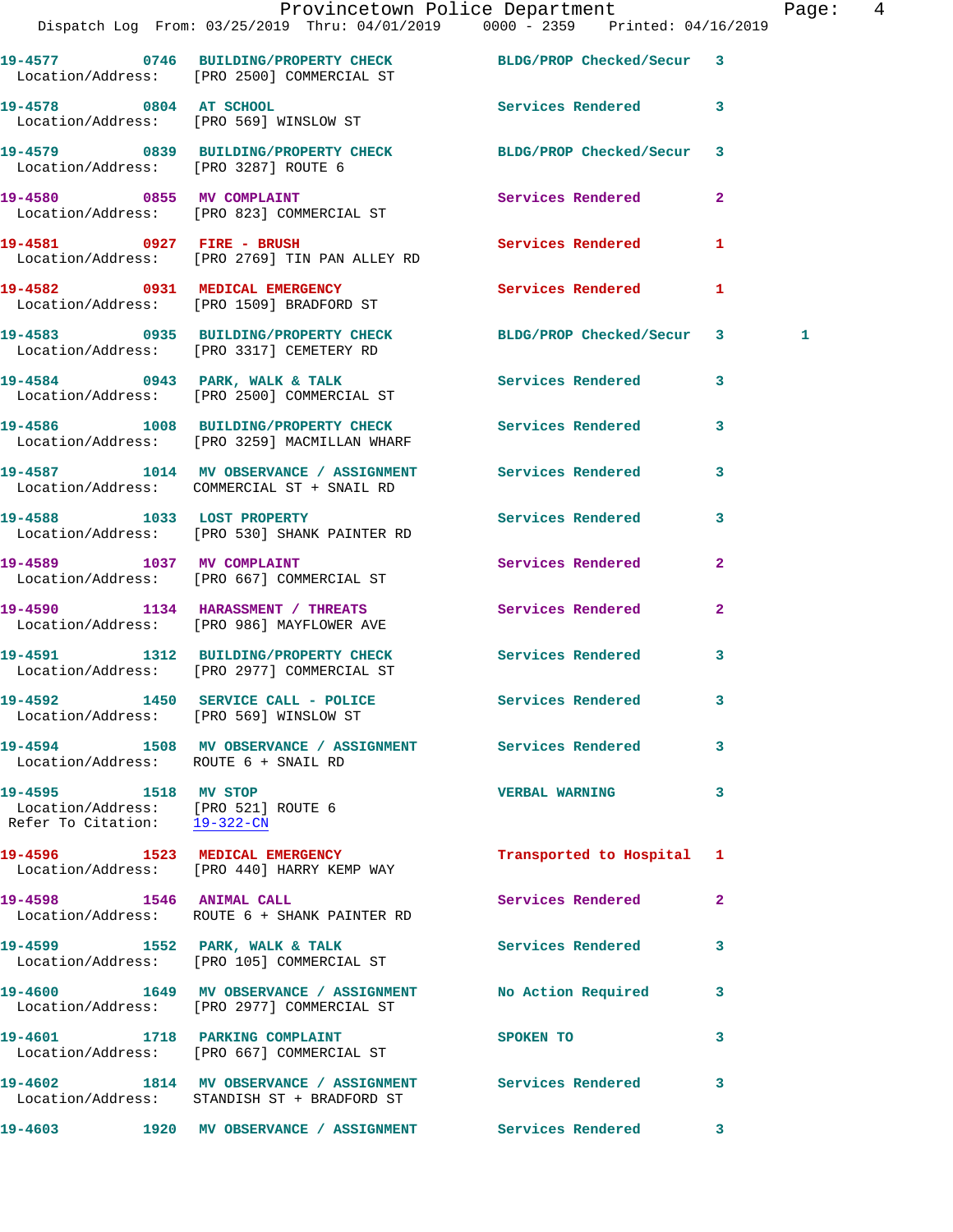| Call # | Time | Call Reason | Action | Priority | |
|---|---|---|---|---|---|
| 19-4577 | 0746 | BUILDING/PROPERTY CHECK | BLDG/PROP Checked/Secur | 3 | |
| Location/Address: | [PRO 2500] COMMERCIAL ST | | | | |
| 19-4578 | 0804 | AT SCHOOL | Services Rendered | 3 | |
| Location/Address: | [PRO 569] WINSLOW ST | | | | |
| 19-4579 | 0839 | BUILDING/PROPERTY CHECK | BLDG/PROP Checked/Secur | 3 | |
| Location/Address: | [PRO 3287] ROUTE 6 | | | | |
| 19-4580 | 0855 | MV COMPLAINT | Services Rendered | 2 | |
| Location/Address: | [PRO 823] COMMERCIAL ST | | | | |
| 19-4581 | 0927 | FIRE - BRUSH | Services Rendered | 1 | |
| Location/Address: | [PRO 2769] TIN PAN ALLEY RD | | | | |
| 19-4582 | 0931 | MEDICAL EMERGENCY | Services Rendered | 1 | |
| Location/Address: | [PRO 1509] BRADFORD ST | | | | |
| 19-4583 | 0935 | BUILDING/PROPERTY CHECK | BLDG/PROP Checked/Secur | 3 | 1 |
| Location/Address: | [PRO 3317] CEMETERY RD | | | | |
| 19-4584 | 0943 | PARK, WALK & TALK | Services Rendered | 3 | |
| Location/Address: | [PRO 2500] COMMERCIAL ST | | | | |
| 19-4586 | 1008 | BUILDING/PROPERTY CHECK | Services Rendered | 3 | |
| Location/Address: | [PRO 3259] MACMILLAN WHARF | | | | |
| 19-4587 | 1014 | MV OBSERVANCE / ASSIGNMENT | Services Rendered | 3 | |
| Location/Address: | COMMERCIAL ST + SNAIL RD | | | | |
| 19-4588 | 1033 | LOST PROPERTY | Services Rendered | 3 | |
| Location/Address: | [PRO 530] SHANK PAINTER RD | | | | |
| 19-4589 | 1037 | MV COMPLAINT | Services Rendered | 2 | |
| Location/Address: | [PRO 667] COMMERCIAL ST | | | | |
| 19-4590 | 1134 | HARASSMENT / THREATS | Services Rendered | 2 | |
| Location/Address: | [PRO 986] MAYFLOWER AVE | | | | |
| 19-4591 | 1312 | BUILDING/PROPERTY CHECK | Services Rendered | 3 | |
| Location/Address: | [PRO 2977] COMMERCIAL ST | | | | |
| 19-4592 | 1450 | SERVICE CALL - POLICE | Services Rendered | 3 | |
| Location/Address: | [PRO 569] WINSLOW ST | | | | |
| 19-4594 | 1508 | MV OBSERVANCE / ASSIGNMENT | Services Rendered | 3 | |
| Location/Address: | ROUTE 6 + SNAIL RD | | | | |
| 19-4595 | 1518 | MV STOP | VERBAL WARNING | 3 | |
| Location/Address: | [PRO 521] ROUTE 6 | | | | |
| Refer To Citation: | 19-322-CN | | | | |
| 19-4596 | 1523 | MEDICAL EMERGENCY | Transported to Hospital | 1 | |
| Location/Address: | [PRO 440] HARRY KEMP WAY | | | | |
| 19-4598 | 1546 | ANIMAL CALL | Services Rendered | 2 | |
| Location/Address: | ROUTE 6 + SHANK PAINTER RD | | | | |
| 19-4599 | 1552 | PARK, WALK & TALK | Services Rendered | 3 | |
| Location/Address: | [PRO 105] COMMERCIAL ST | | | | |
| 19-4600 | 1649 | MV OBSERVANCE / ASSIGNMENT | No Action Required | 3 | |
| Location/Address: | [PRO 2977] COMMERCIAL ST | | | | |
| 19-4601 | 1718 | PARKING COMPLAINT | SPOKEN TO | 3 | |
| Location/Address: | [PRO 667] COMMERCIAL ST | | | | |
| 19-4602 | 1814 | MV OBSERVANCE / ASSIGNMENT | Services Rendered | 3 | |
| Location/Address: | STANDISH ST + BRADFORD ST | | | | |
| 19-4603 | 1920 | MV OBSERVANCE / ASSIGNMENT | Services Rendered | 3 | |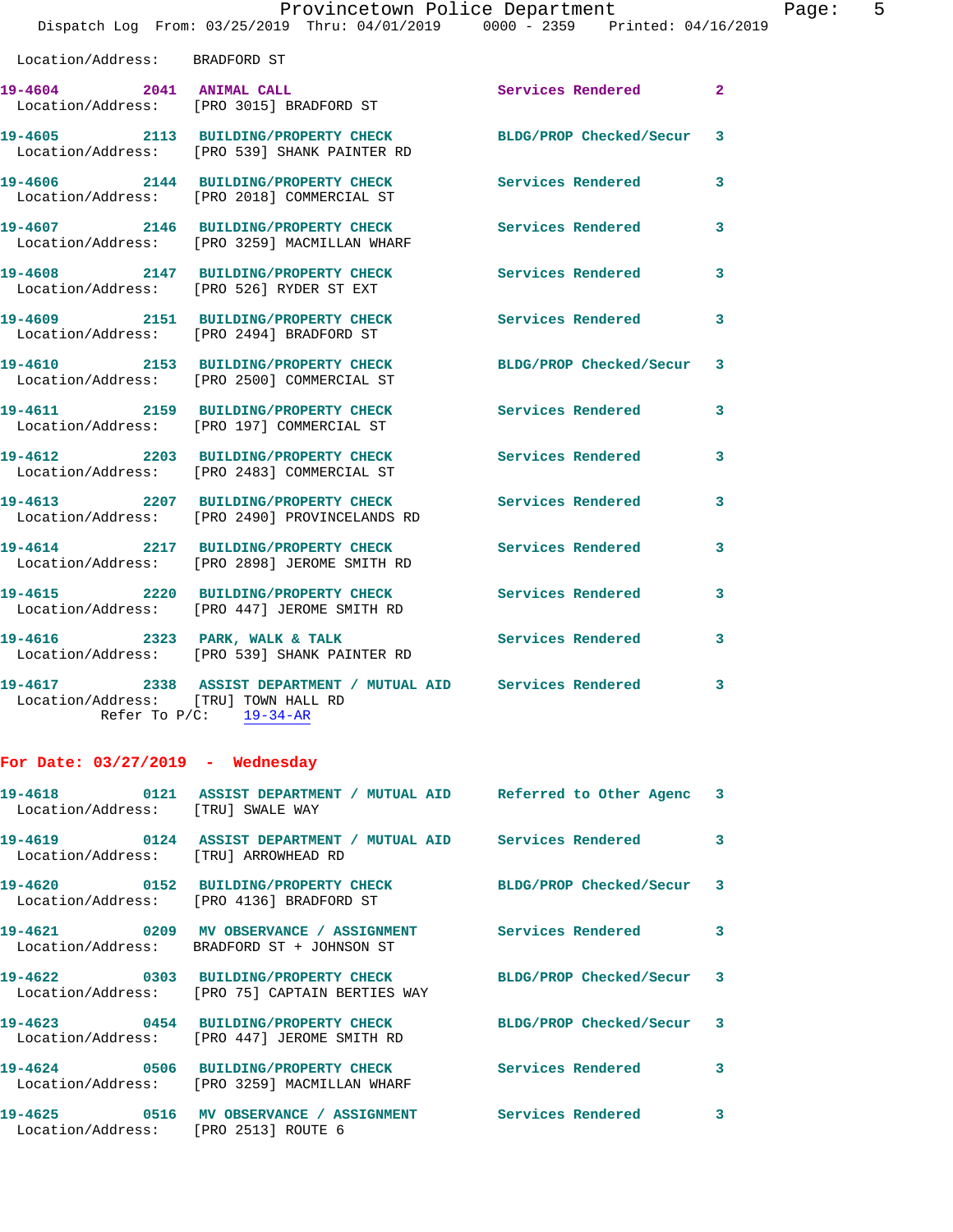Location/Address: BRADFORD ST

**19-4604 2041 ANIMAL CALL** Services Rendered 2
Location/Address: [PRO 3015] BRADFORD ST

**19-4605 2113 BUILDING/PROPERTY CHECK** BLDG/PROP Checked/Secur 3
Location/Address: [PRO 539] SHANK PAINTER RD

**19-4606 2144 BUILDING/PROPERTY CHECK** Services Rendered 3
Location/Address: [PRO 2018] COMMERCIAL ST

**19-4607 2146 BUILDING/PROPERTY CHECK** Services Rendered 3
Location/Address: [PRO 3259] MACMILLAN WHARF

**19-4608 2147 BUILDING/PROPERTY CHECK** Services Rendered 3
Location/Address: [PRO 526] RYDER ST EXT

**19-4609 2151 BUILDING/PROPERTY CHECK** Services Rendered 3
Location/Address: [PRO 2494] BRADFORD ST

**19-4610 2153 BUILDING/PROPERTY CHECK** BLDG/PROP Checked/Secur 3
Location/Address: [PRO 2500] COMMERCIAL ST

**19-4611 2159 BUILDING/PROPERTY CHECK** Services Rendered 3
Location/Address: [PRO 197] COMMERCIAL ST

**19-4612 2203 BUILDING/PROPERTY CHECK** Services Rendered 3
Location/Address: [PRO 2483] COMMERCIAL ST

**19-4613 2207 BUILDING/PROPERTY CHECK** Services Rendered 3
Location/Address: [PRO 2490] PROVINCELANDS RD

**19-4614 2217 BUILDING/PROPERTY CHECK** Services Rendered 3
Location/Address: [PRO 2898] JEROME SMITH RD

**19-4615 2220 BUILDING/PROPERTY CHECK** Services Rendered 3
Location/Address: [PRO 447] JEROME SMITH RD

**19-4616 2323 PARK, WALK & TALK** Services Rendered 3
Location/Address: [PRO 539] SHANK PAINTER RD

**19-4617 2338 ASSIST DEPARTMENT / MUTUAL AID** Services Rendered 3
Location/Address: [TRU] TOWN HALL RD
Refer To P/C: 19-34-AR

## For Date: 03/27/2019 - Wednesday

**19-4618 0121 ASSIST DEPARTMENT / MUTUAL AID** Referred to Other Agenc 3
Location/Address: [TRU] SWALE WAY

**19-4619 0124 ASSIST DEPARTMENT / MUTUAL AID** Services Rendered 3
Location/Address: [TRU] ARROWHEAD RD

**19-4620 0152 BUILDING/PROPERTY CHECK** BLDG/PROP Checked/Secur 3
Location/Address: [PRO 4136] BRADFORD ST

**19-4621 0209 MV OBSERVANCE / ASSIGNMENT** Services Rendered 3
Location/Address: BRADFORD ST + JOHNSON ST

**19-4622 0303 BUILDING/PROPERTY CHECK** BLDG/PROP Checked/Secur 3
Location/Address: [PRO 75] CAPTAIN BERTIES WAY

**19-4623 0454 BUILDING/PROPERTY CHECK** BLDG/PROP Checked/Secur 3
Location/Address: [PRO 447] JEROME SMITH RD

**19-4624 0506 BUILDING/PROPERTY CHECK** Services Rendered 3
Location/Address: [PRO 3259] MACMILLAN WHARF

**19-4625 0516 MV OBSERVANCE / ASSIGNMENT** Services Rendered 3
Location/Address: [PRO 2513] ROUTE 6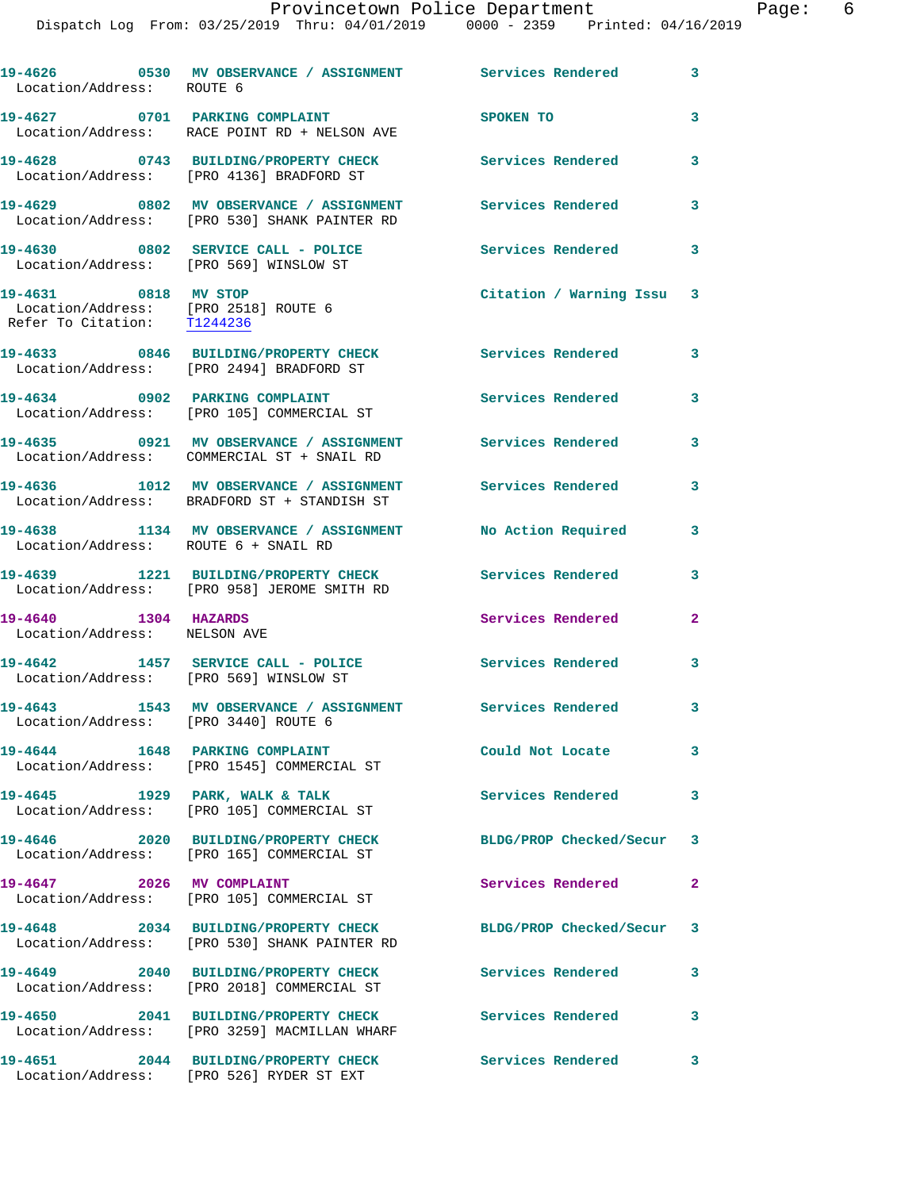19-4626 0530 MV OBSERVANCE / ASSIGNMENT Services Rendered 3
Location/Address: ROUTE 6

19-4627 0701 PARKING COMPLAINT SPOKEN TO 3
Location/Address: RACE POINT RD + NELSON AVE

19-4628 0743 BUILDING/PROPERTY CHECK Services Rendered 3
Location/Address: [PRO 4136] BRADFORD ST

19-4629 0802 MV OBSERVANCE / ASSIGNMENT Services Rendered 3
Location/Address: [PRO 530] SHANK PAINTER RD

19-4630 0802 SERVICE CALL - POLICE Services Rendered 3
Location/Address: [PRO 569] WINSLOW ST

19-4631 0818 MV STOP Citation / Warning Issu 3
Location/Address: [PRO 2518] ROUTE 6
Refer To Citation: T1244236

19-4633 0846 BUILDING/PROPERTY CHECK Services Rendered 3
Location/Address: [PRO 2494] BRADFORD ST

19-4634 0902 PARKING COMPLAINT Services Rendered 3
Location/Address: [PRO 105] COMMERCIAL ST

19-4635 0921 MV OBSERVANCE / ASSIGNMENT Services Rendered 3
Location/Address: COMMERCIAL ST + SNAIL RD

19-4636 1012 MV OBSERVANCE / ASSIGNMENT Services Rendered 3
Location/Address: BRADFORD ST + STANDISH ST

19-4638 1134 MV OBSERVANCE / ASSIGNMENT No Action Required 3
Location/Address: ROUTE 6 + SNAIL RD

19-4639 1221 BUILDING/PROPERTY CHECK Services Rendered 3
Location/Address: [PRO 958] JEROME SMITH RD

19-4640 1304 HAZARDS Services Rendered 2
Location/Address: NELSON AVE

19-4642 1457 SERVICE CALL - POLICE Services Rendered 3
Location/Address: [PRO 569] WINSLOW ST

19-4643 1543 MV OBSERVANCE / ASSIGNMENT Services Rendered 3
Location/Address: [PRO 3440] ROUTE 6

19-4644 1648 PARKING COMPLAINT Could Not Locate 3
Location/Address: [PRO 1545] COMMERCIAL ST

19-4645 1929 PARK, WALK & TALK Services Rendered 3
Location/Address: [PRO 105] COMMERCIAL ST

19-4646 2020 BUILDING/PROPERTY CHECK BLDG/PROP Checked/Secur 3
Location/Address: [PRO 165] COMMERCIAL ST

19-4647 2026 MV COMPLAINT Services Rendered 2
Location/Address: [PRO 105] COMMERCIAL ST

19-4648 2034 BUILDING/PROPERTY CHECK BLDG/PROP Checked/Secur 3
Location/Address: [PRO 530] SHANK PAINTER RD

19-4649 2040 BUILDING/PROPERTY CHECK Services Rendered 3
Location/Address: [PRO 2018] COMMERCIAL ST

19-4650 2041 BUILDING/PROPERTY CHECK Services Rendered 3
Location/Address: [PRO 3259] MACMILLAN WHARF

19-4651 2044 BUILDING/PROPERTY CHECK Services Rendered 3
Location/Address: [PRO 526] RYDER ST EXT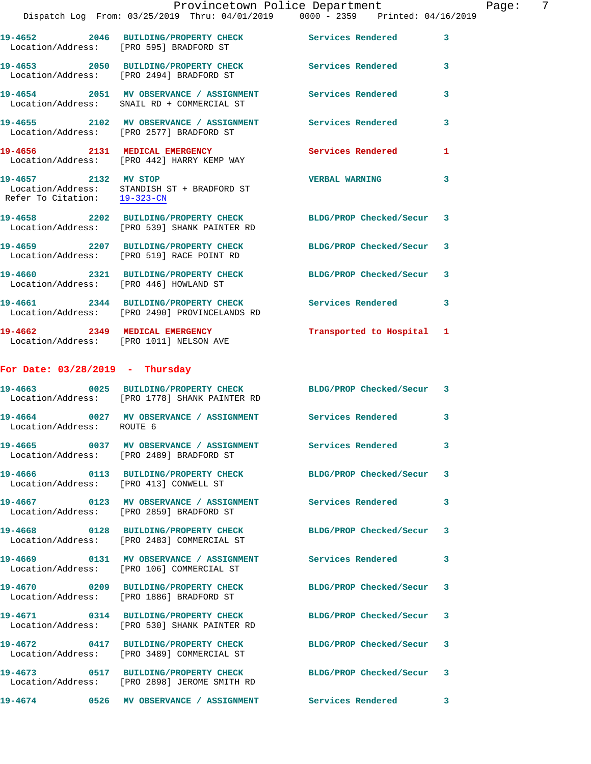19-4652 2046 BUILDING/PROPERTY CHECK Services Rendered 3
Location/Address: [PRO 595] BRADFORD ST

19-4653 2050 BUILDING/PROPERTY CHECK Services Rendered 3
Location/Address: [PRO 2494] BRADFORD ST

19-4654 2051 MV OBSERVANCE / ASSIGNMENT Services Rendered 3
Location/Address: SNAIL RD + COMMERCIAL ST

19-4655 2102 MV OBSERVANCE / ASSIGNMENT Services Rendered 3
Location/Address: [PRO 2577] BRADFORD ST

19-4656 2131 MEDICAL EMERGENCY Services Rendered 1
Location/Address: [PRO 442] HARRY KEMP WAY

19-4657 2132 MV STOP VERBAL WARNING 3
Location/Address: STANDISH ST + BRADFORD ST
Refer To Citation: 19-323-CN

19-4658 2202 BUILDING/PROPERTY CHECK BLDG/PROP Checked/Secur 3
Location/Address: [PRO 539] SHANK PAINTER RD

19-4659 2207 BUILDING/PROPERTY CHECK BLDG/PROP Checked/Secur 3
Location/Address: [PRO 519] RACE POINT RD

19-4660 2321 BUILDING/PROPERTY CHECK BLDG/PROP Checked/Secur 3
Location/Address: [PRO 446] HOWLAND ST

19-4661 2344 BUILDING/PROPERTY CHECK Services Rendered 3
Location/Address: [PRO 2490] PROVINCELANDS RD

19-4662 2349 MEDICAL EMERGENCY Transported to Hospital 1
Location/Address: [PRO 1011] NELSON AVE

**For Date: 03/28/2019 - Thursday**

19-4663 0025 BUILDING/PROPERTY CHECK BLDG/PROP Checked/Secur 3
Location/Address: [PRO 1778] SHANK PAINTER RD

19-4664 0027 MV OBSERVANCE / ASSIGNMENT Services Rendered 3
Location/Address: ROUTE 6

19-4665 0037 MV OBSERVANCE / ASSIGNMENT Services Rendered 3
Location/Address: [PRO 2489] BRADFORD ST

19-4666 0113 BUILDING/PROPERTY CHECK BLDG/PROP Checked/Secur 3
Location/Address: [PRO 413] CONWELL ST

19-4667 0123 MV OBSERVANCE / ASSIGNMENT Services Rendered 3
Location/Address: [PRO 2859] BRADFORD ST

19-4668 0128 BUILDING/PROPERTY CHECK BLDG/PROP Checked/Secur 3
Location/Address: [PRO 2483] COMMERCIAL ST

19-4669 0131 MV OBSERVANCE / ASSIGNMENT Services Rendered 3
Location/Address: [PRO 106] COMMERCIAL ST

19-4670 0209 BUILDING/PROPERTY CHECK BLDG/PROP Checked/Secur 3
Location/Address: [PRO 1886] BRADFORD ST

19-4671 0314 BUILDING/PROPERTY CHECK BLDG/PROP Checked/Secur 3
Location/Address: [PRO 530] SHANK PAINTER RD

19-4672 0417 BUILDING/PROPERTY CHECK BLDG/PROP Checked/Secur 3
Location/Address: [PRO 3489] COMMERCIAL ST

19-4673 0517 BUILDING/PROPERTY CHECK BLDG/PROP Checked/Secur 3
Location/Address: [PRO 2898] JEROME SMITH RD

19-4674 0526 MV OBSERVANCE / ASSIGNMENT Services Rendered 3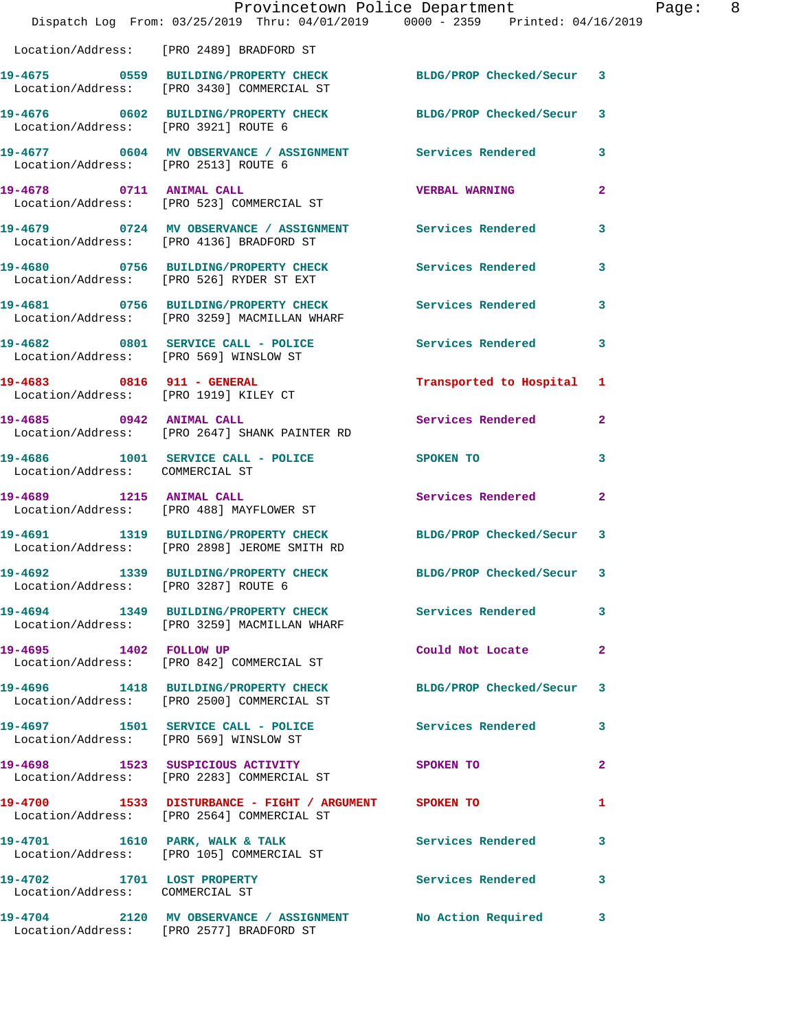Location/Address: [PRO 2489] BRADFORD ST

| Call Number | Time | Call Reason | Action | Priority |
|---|---|---|---|---|
| 19-4675 | 0559 | BUILDING/PROPERTY CHECK | BLDG/PROP Checked/Secur | 3 |
| Location/Address: | | [PRO 3430] COMMERCIAL ST | | |
| 19-4676 | 0602 | BUILDING/PROPERTY CHECK | BLDG/PROP Checked/Secur | 3 |
| Location/Address: | | [PRO 3921] ROUTE 6 | | |
| 19-4677 | 0604 | MV OBSERVANCE / ASSIGNMENT | Services Rendered | 3 |
| Location/Address: | | [PRO 2513] ROUTE 6 | | |
| 19-4678 | 0711 | ANIMAL CALL | VERBAL WARNING | 2 |
| Location/Address: | | [PRO 523] COMMERCIAL ST | | |
| 19-4679 | 0724 | MV OBSERVANCE / ASSIGNMENT | Services Rendered | 3 |
| Location/Address: | | [PRO 4136] BRADFORD ST | | |
| 19-4680 | 0756 | BUILDING/PROPERTY CHECK | Services Rendered | 3 |
| Location/Address: | | [PRO 526] RYDER ST EXT | | |
| 19-4681 | 0756 | BUILDING/PROPERTY CHECK | Services Rendered | 3 |
| Location/Address: | | [PRO 3259] MACMILLAN WHARF | | |
| 19-4682 | 0801 | SERVICE CALL - POLICE | Services Rendered | 3 |
| Location/Address: | | [PRO 569] WINSLOW ST | | |
| 19-4683 | 0816 | 911 - GENERAL | Transported to Hospital | 1 |
| Location/Address: | | [PRO 1919] KILEY CT | | |
| 19-4685 | 0942 | ANIMAL CALL | Services Rendered | 2 |
| Location/Address: | | [PRO 2647] SHANK PAINTER RD | | |
| 19-4686 | 1001 | SERVICE CALL - POLICE | SPOKEN TO | 3 |
| Location/Address: | | COMMERCIAL ST | | |
| 19-4689 | 1215 | ANIMAL CALL | Services Rendered | 2 |
| Location/Address: | | [PRO 488] MAYFLOWER ST | | |
| 19-4691 | 1319 | BUILDING/PROPERTY CHECK | BLDG/PROP Checked/Secur | 3 |
| Location/Address: | | [PRO 2898] JEROME SMITH RD | | |
| 19-4692 | 1339 | BUILDING/PROPERTY CHECK | BLDG/PROP Checked/Secur | 3 |
| Location/Address: | | [PRO 3287] ROUTE 6 | | |
| 19-4694 | 1349 | BUILDING/PROPERTY CHECK | Services Rendered | 3 |
| Location/Address: | | [PRO 3259] MACMILLAN WHARF | | |
| 19-4695 | 1402 | FOLLOW UP | Could Not Locate | 2 |
| Location/Address: | | [PRO 842] COMMERCIAL ST | | |
| 19-4696 | 1418 | BUILDING/PROPERTY CHECK | BLDG/PROP Checked/Secur | 3 |
| Location/Address: | | [PRO 2500] COMMERCIAL ST | | |
| 19-4697 | 1501 | SERVICE CALL - POLICE | Services Rendered | 3 |
| Location/Address: | | [PRO 569] WINSLOW ST | | |
| 19-4698 | 1523 | SUSPICIOUS ACTIVITY | SPOKEN TO | 2 |
| Location/Address: | | [PRO 2283] COMMERCIAL ST | | |
| 19-4700 | 1533 | DISTURBANCE - FIGHT / ARGUMENT | SPOKEN TO | 1 |
| Location/Address: | | [PRO 2564] COMMERCIAL ST | | |
| 19-4701 | 1610 | PARK, WALK & TALK | Services Rendered | 3 |
| Location/Address: | | [PRO 105] COMMERCIAL ST | | |
| 19-4702 | 1701 | LOST PROPERTY | Services Rendered | 3 |
| Location/Address: | | COMMERCIAL ST | | |
| 19-4704 | 2120 | MV OBSERVANCE / ASSIGNMENT | No Action Required | 3 |
| Location/Address: | | [PRO 2577] BRADFORD ST | | |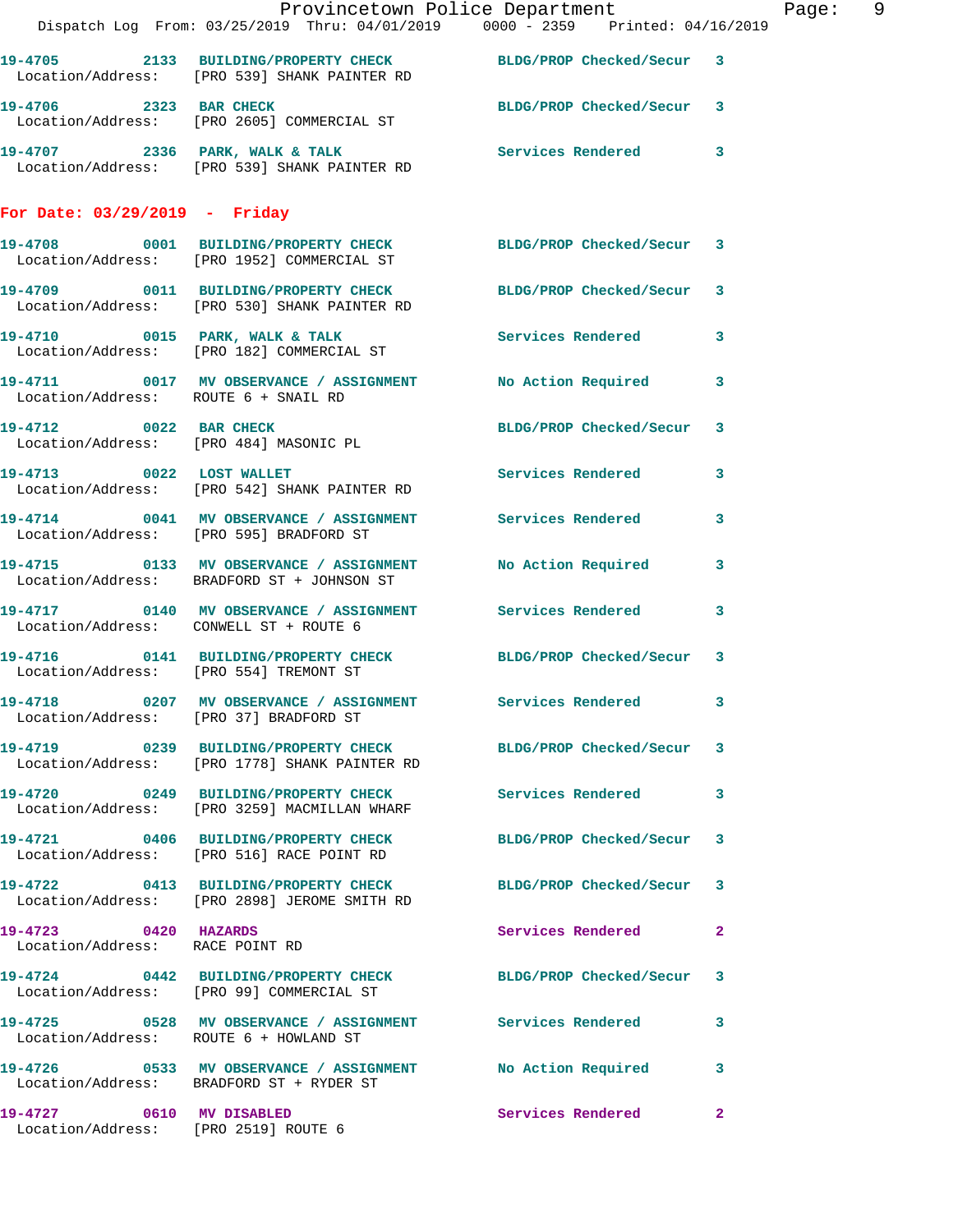19-4705 2133 BUILDING/PROPERTY CHECK BLDG/PROP Checked/Secur 3
Location/Address: [PRO 539] SHANK PAINTER RD

19-4706 2323 BAR CHECK BLDG/PROP Checked/Secur 3
Location/Address: [PRO 2605] COMMERCIAL ST

19-4707 2336 PARK, WALK & TALK Services Rendered 3
Location/Address: [PRO 539] SHANK PAINTER RD

**For Date: 03/29/2019 - Friday**

19-4708 0001 BUILDING/PROPERTY CHECK BLDG/PROP Checked/Secur 3
Location/Address: [PRO 1952] COMMERCIAL ST

19-4709 0011 BUILDING/PROPERTY CHECK BLDG/PROP Checked/Secur 3
Location/Address: [PRO 530] SHANK PAINTER RD

19-4710 0015 PARK, WALK & TALK Services Rendered 3
Location/Address: [PRO 182] COMMERCIAL ST

19-4711 0017 MV OBSERVANCE / ASSIGNMENT No Action Required 3
Location/Address: ROUTE 6 + SNAIL RD

19-4712 0022 BAR CHECK BLDG/PROP Checked/Secur 3
Location/Address: [PRO 484] MASONIC PL

19-4713 0022 LOST WALLET Services Rendered 3
Location/Address: [PRO 542] SHANK PAINTER RD

19-4714 0041 MV OBSERVANCE / ASSIGNMENT Services Rendered 3
Location/Address: [PRO 595] BRADFORD ST

19-4715 0133 MV OBSERVANCE / ASSIGNMENT No Action Required 3
Location/Address: BRADFORD ST + JOHNSON ST

19-4717 0140 MV OBSERVANCE / ASSIGNMENT Services Rendered 3
Location/Address: CONWELL ST + ROUTE 6

19-4716 0141 BUILDING/PROPERTY CHECK BLDG/PROP Checked/Secur 3
Location/Address: [PRO 554] TREMONT ST

19-4718 0207 MV OBSERVANCE / ASSIGNMENT Services Rendered 3
Location/Address: [PRO 37] BRADFORD ST

19-4719 0239 BUILDING/PROPERTY CHECK BLDG/PROP Checked/Secur 3
Location/Address: [PRO 1778] SHANK PAINTER RD

19-4720 0249 BUILDING/PROPERTY CHECK Services Rendered 3
Location/Address: [PRO 3259] MACMILLAN WHARF

19-4721 0406 BUILDING/PROPERTY CHECK BLDG/PROP Checked/Secur 3
Location/Address: [PRO 516] RACE POINT RD

19-4722 0413 BUILDING/PROPERTY CHECK BLDG/PROP Checked/Secur 3
Location/Address: [PRO 2898] JEROME SMITH RD

19-4723 0420 HAZARDS Services Rendered 2
Location/Address: RACE POINT RD

19-4724 0442 BUILDING/PROPERTY CHECK BLDG/PROP Checked/Secur 3
Location/Address: [PRO 99] COMMERCIAL ST

19-4725 0528 MV OBSERVANCE / ASSIGNMENT Services Rendered 3
Location/Address: ROUTE 6 + HOWLAND ST

19-4726 0533 MV OBSERVANCE / ASSIGNMENT No Action Required 3
Location/Address: BRADFORD ST + RYDER ST

19-4727 0610 MV DISABLED Services Rendered 2
Location/Address: [PRO 2519] ROUTE 6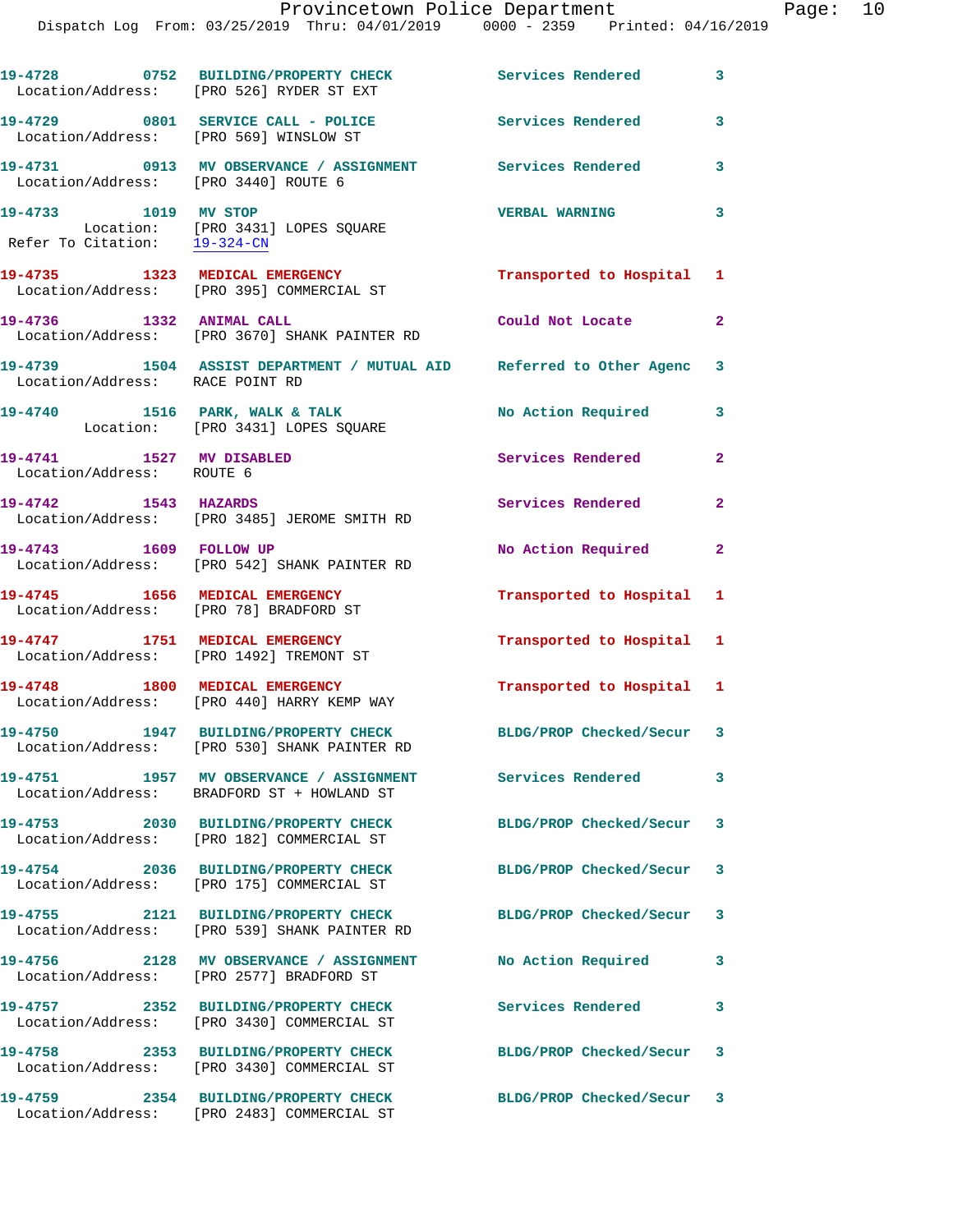| Call # | Time | Call Reason | Action | Priority |
|---|---|---|---|---|
| 19-4728 | 0752 | BUILDING/PROPERTY CHECK | Services Rendered | 3 |
| Location/Address: | | [PRO 526] RYDER ST EXT | | |
| 19-4729 | 0801 | SERVICE CALL - POLICE | Services Rendered | 3 |
| Location/Address: | | [PRO 569] WINSLOW ST | | |
| 19-4731 | 0913 | MV OBSERVANCE / ASSIGNMENT | Services Rendered | 3 |
| Location/Address: | | [PRO 3440] ROUTE 6 | | |
| 19-4733 | 1019 | MV STOP | VERBAL WARNING | 3 |
| Location: | | [PRO 3431] LOPES SQUARE | | |
| Refer To Citation: | | 19-324-CN | | |
| 19-4735 | 1323 | MEDICAL EMERGENCY | Transported to Hospital | 1 |
| Location/Address: | | [PRO 395] COMMERCIAL ST | | |
| 19-4736 | 1332 | ANIMAL CALL | Could Not Locate | 2 |
| Location/Address: | | [PRO 3670] SHANK PAINTER RD | | |
| 19-4739 | 1504 | ASSIST DEPARTMENT / MUTUAL AID | Referred to Other Agenc | 3 |
| Location/Address: | | RACE POINT RD | | |
| 19-4740 | 1516 | PARK, WALK & TALK | No Action Required | 3 |
| Location: | | [PRO 3431] LOPES SQUARE | | |
| 19-4741 | 1527 | MV DISABLED | Services Rendered | 2 |
| Location/Address: | | ROUTE 6 | | |
| 19-4742 | 1543 | HAZARDS | Services Rendered | 2 |
| Location/Address: | | [PRO 3485] JEROME SMITH RD | | |
| 19-4743 | 1609 | FOLLOW UP | No Action Required | 2 |
| Location/Address: | | [PRO 542] SHANK PAINTER RD | | |
| 19-4745 | 1656 | MEDICAL EMERGENCY | Transported to Hospital | 1 |
| Location/Address: | | [PRO 78] BRADFORD ST | | |
| 19-4747 | 1751 | MEDICAL EMERGENCY | Transported to Hospital | 1 |
| Location/Address: | | [PRO 1492] TREMONT ST | | |
| 19-4748 | 1800 | MEDICAL EMERGENCY | Transported to Hospital | 1 |
| Location/Address: | | [PRO 440] HARRY KEMP WAY | | |
| 19-4750 | 1947 | BUILDING/PROPERTY CHECK | BLDG/PROP Checked/Secur | 3 |
| Location/Address: | | [PRO 530] SHANK PAINTER RD | | |
| 19-4751 | 1957 | MV OBSERVANCE / ASSIGNMENT | Services Rendered | 3 |
| Location/Address: | | BRADFORD ST + HOWLAND ST | | |
| 19-4753 | 2030 | BUILDING/PROPERTY CHECK | BLDG/PROP Checked/Secur | 3 |
| Location/Address: | | [PRO 182] COMMERCIAL ST | | |
| 19-4754 | 2036 | BUILDING/PROPERTY CHECK | BLDG/PROP Checked/Secur | 3 |
| Location/Address: | | [PRO 175] COMMERCIAL ST | | |
| 19-4755 | 2121 | BUILDING/PROPERTY CHECK | BLDG/PROP Checked/Secur | 3 |
| Location/Address: | | [PRO 539] SHANK PAINTER RD | | |
| 19-4756 | 2128 | MV OBSERVANCE / ASSIGNMENT | No Action Required | 3 |
| Location/Address: | | [PRO 2577] BRADFORD ST | | |
| 19-4757 | 2352 | BUILDING/PROPERTY CHECK | Services Rendered | 3 |
| Location/Address: | | [PRO 3430] COMMERCIAL ST | | |
| 19-4758 | 2353 | BUILDING/PROPERTY CHECK | BLDG/PROP Checked/Secur | 3 |
| Location/Address: | | [PRO 3430] COMMERCIAL ST | | |
| 19-4759 | 2354 | BUILDING/PROPERTY CHECK | BLDG/PROP Checked/Secur | 3 |
| Location/Address: | | [PRO 2483] COMMERCIAL ST | | |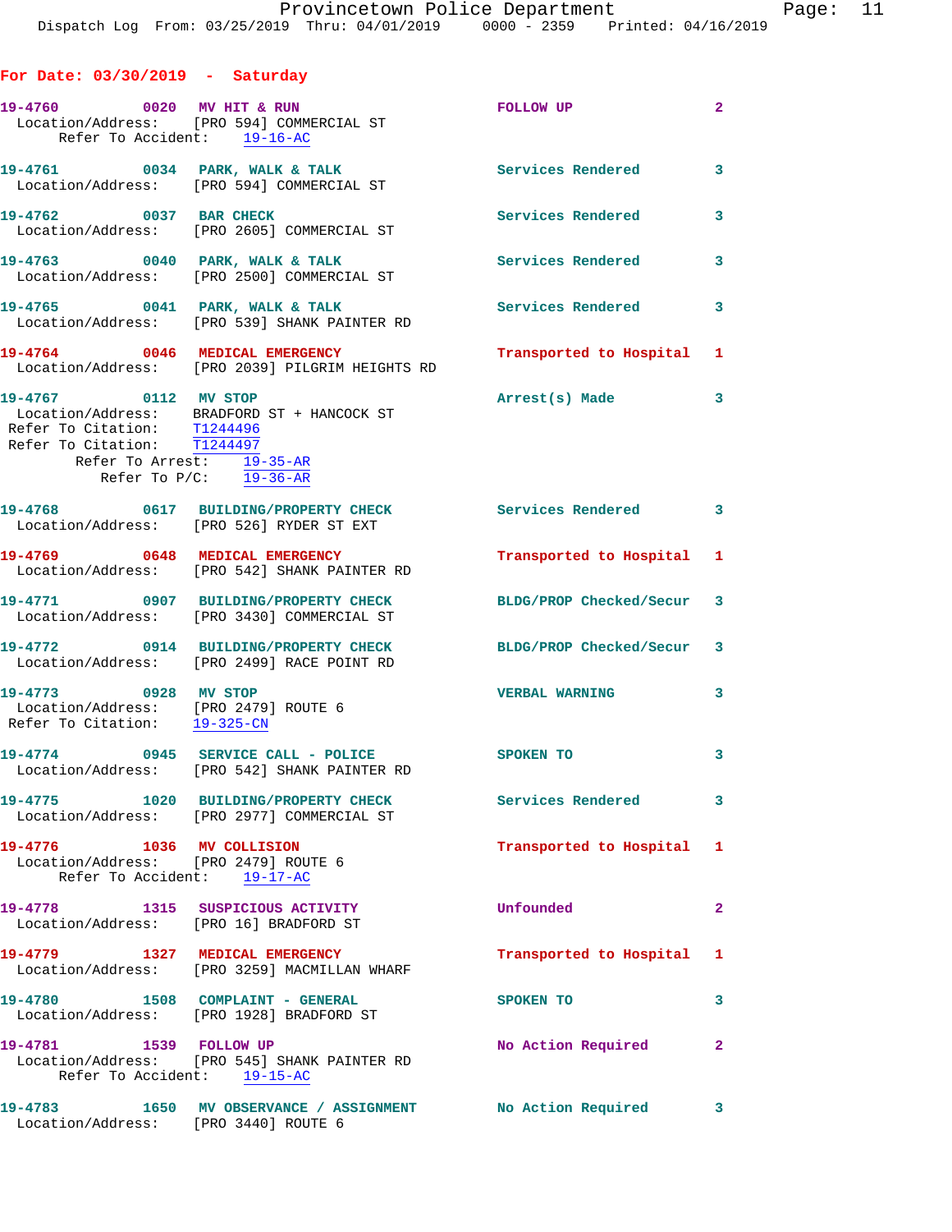**For Date: 03/30/2019 - Saturday**

**19-4760** 0020 **MV HIT & RUN** FOLLOW UP 2
Location/Address: [PRO 594] COMMERCIAL ST
Refer To Accident: 19-16-AC

**19-4761** 0034 **PARK, WALK & TALK** Services Rendered 3
Location/Address: [PRO 594] COMMERCIAL ST

**19-4762** 0037 **BAR CHECK** Services Rendered 3
Location/Address: [PRO 2605] COMMERCIAL ST

**19-4763** 0040 **PARK, WALK & TALK** Services Rendered 3
Location/Address: [PRO 2500] COMMERCIAL ST

**19-4765** 0041 **PARK, WALK & TALK** Services Rendered 3
Location/Address: [PRO 539] SHANK PAINTER RD

**19-4764** 0046 **MEDICAL EMERGENCY** Transported to Hospital 1
Location/Address: [PRO 2039] PILGRIM HEIGHTS RD

**19-4767** 0112 **MV STOP** Arrest(s) Made 3
Location/Address: BRADFORD ST + HANCOCK ST
Refer To Citation: T1244496
Refer To Citation: T1244497
Refer To Arrest: 19-35-AR
Refer To P/C: 19-36-AR

**19-4768** 0617 **BUILDING/PROPERTY CHECK** Services Rendered 3
Location/Address: [PRO 526] RYDER ST EXT

**19-4769** 0648 **MEDICAL EMERGENCY** Transported to Hospital 1
Location/Address: [PRO 542] SHANK PAINTER RD

**19-4771** 0907 **BUILDING/PROPERTY CHECK** BLDG/PROP Checked/Secur 3
Location/Address: [PRO 3430] COMMERCIAL ST

**19-4772** 0914 **BUILDING/PROPERTY CHECK** BLDG/PROP Checked/Secur 3
Location/Address: [PRO 2499] RACE POINT RD

**19-4773** 0928 **MV STOP** VERBAL WARNING 3
Location/Address: [PRO 2479] ROUTE 6
Refer To Citation: 19-325-CN

**19-4774** 0945 **SERVICE CALL - POLICE** SPOKEN TO 3
Location/Address: [PRO 542] SHANK PAINTER RD

**19-4775** 1020 **BUILDING/PROPERTY CHECK** Services Rendered 3
Location/Address: [PRO 2977] COMMERCIAL ST

**19-4776** 1036 **MV COLLISION** Transported to Hospital 1
Location/Address: [PRO 2479] ROUTE 6
Refer To Accident: 19-17-AC

**19-4778** 1315 **SUSPICIOUS ACTIVITY** Unfounded 2
Location/Address: [PRO 16] BRADFORD ST

**19-4779** 1327 **MEDICAL EMERGENCY** Transported to Hospital 1
Location/Address: [PRO 3259] MACMILLAN WHARF

**19-4780** 1508 **COMPLAINT - GENERAL** SPOKEN TO 3
Location/Address: [PRO 1928] BRADFORD ST

**19-4781** 1539 **FOLLOW UP** No Action Required 2
Location/Address: [PRO 545] SHANK PAINTER RD
Refer To Accident: 19-15-AC

**19-4783** 1650 **MV OBSERVANCE / ASSIGNMENT** No Action Required 3
Location/Address: [PRO 3440] ROUTE 6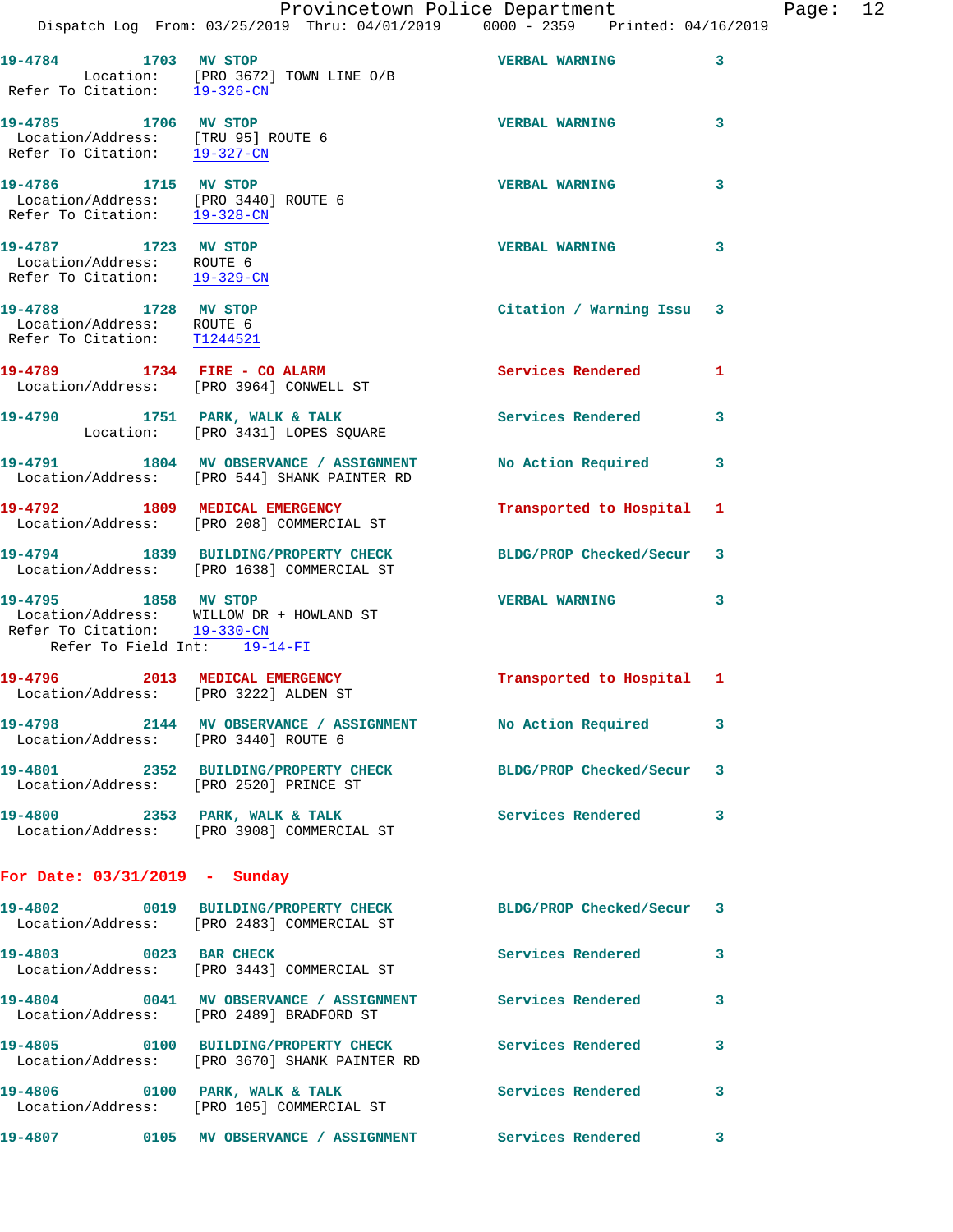19-4784 1703 MV STOP VERBAL WARNING 3
Location: [PRO 3672] TOWN LINE O/B
Refer To Citation: 19-326-CN

19-4785 1706 MV STOP VERBAL WARNING 3
Location/Address: [TRU 95] ROUTE 6
Refer To Citation: 19-327-CN

19-4786 1715 MV STOP VERBAL WARNING 3
Location/Address: [PRO 3440] ROUTE 6
Refer To Citation: 19-328-CN

19-4787 1723 MV STOP VERBAL WARNING 3
Location/Address: ROUTE 6
Refer To Citation: 19-329-CN

19-4788 1728 MV STOP Citation / Warning Issu 3
Location/Address: ROUTE 6
Refer To Citation: T1244521

19-4789 1734 FIRE - CO ALARM Services Rendered 1
Location/Address: [PRO 3964] CONWELL ST

19-4790 1751 PARK, WALK & TALK Services Rendered 3
Location: [PRO 3431] LOPES SQUARE

19-4791 1804 MV OBSERVANCE / ASSIGNMENT No Action Required 3
Location/Address: [PRO 544] SHANK PAINTER RD

19-4792 1809 MEDICAL EMERGENCY Transported to Hospital 1
Location/Address: [PRO 208] COMMERCIAL ST

19-4794 1839 BUILDING/PROPERTY CHECK BLDG/PROP Checked/Secur 3
Location/Address: [PRO 1638] COMMERCIAL ST

19-4795 1858 MV STOP VERBAL WARNING 3
Location/Address: WILLOW DR + HOWLAND ST
Refer To Citation: 19-330-CN
Refer To Field Int: 19-14-FI

19-4796 2013 MEDICAL EMERGENCY Transported to Hospital 1
Location/Address: [PRO 3222] ALDEN ST

19-4798 2144 MV OBSERVANCE / ASSIGNMENT No Action Required 3
Location/Address: [PRO 3440] ROUTE 6

19-4801 2352 BUILDING/PROPERTY CHECK BLDG/PROP Checked/Secur 3
Location/Address: [PRO 2520] PRINCE ST

19-4800 2353 PARK, WALK & TALK Services Rendered 3
Location/Address: [PRO 3908] COMMERCIAL ST

**For Date: 03/31/2019 - Sunday**

19-4802 0019 BUILDING/PROPERTY CHECK BLDG/PROP Checked/Secur 3
Location/Address: [PRO 2483] COMMERCIAL ST

19-4803 0023 BAR CHECK Services Rendered 3
Location/Address: [PRO 3443] COMMERCIAL ST

19-4804 0041 MV OBSERVANCE / ASSIGNMENT Services Rendered 3
Location/Address: [PRO 2489] BRADFORD ST

19-4805 0100 BUILDING/PROPERTY CHECK Services Rendered 3
Location/Address: [PRO 3670] SHANK PAINTER RD

19-4806 0100 PARK, WALK & TALK Services Rendered 3
Location/Address: [PRO 105] COMMERCIAL ST

19-4807 0105 MV OBSERVANCE / ASSIGNMENT Services Rendered 3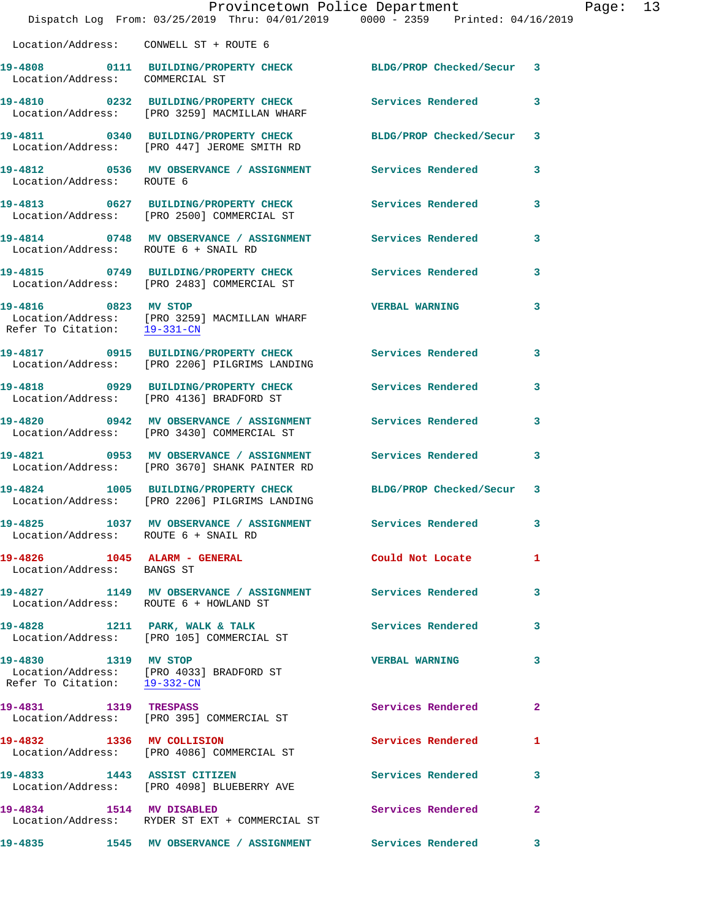Location/Address: CONWELL ST + ROUTE 6

**19-4808** 0111 **BUILDING/PROPERTY CHECK** BLDG/PROP Checked/Secur 3
Location/Address: COMMERCIAL ST

**19-4810** 0232 **BUILDING/PROPERTY CHECK** Services Rendered 3
Location/Address: [PRO 3259] MACMILLAN WHARF

**19-4811** 0340 **BUILDING/PROPERTY CHECK** BLDG/PROP Checked/Secur 3
Location/Address: [PRO 447] JEROME SMITH RD

**19-4812** 0536 **MV OBSERVANCE / ASSIGNMENT** Services Rendered 3
Location/Address: ROUTE 6

**19-4813** 0627 **BUILDING/PROPERTY CHECK** Services Rendered 3
Location/Address: [PRO 2500] COMMERCIAL ST

**19-4814** 0748 **MV OBSERVANCE / ASSIGNMENT** Services Rendered 3
Location/Address: ROUTE 6 + SNAIL RD

**19-4815** 0749 **BUILDING/PROPERTY CHECK** Services Rendered 3
Location/Address: [PRO 2483] COMMERCIAL ST

**19-4816** 0823 **MV STOP** VERBAL WARNING 3
Location/Address: [PRO 3259] MACMILLAN WHARF
Refer To Citation: 19-331-CN

**19-4817** 0915 **BUILDING/PROPERTY CHECK** Services Rendered 3
Location/Address: [PRO 2206] PILGRIMS LANDING

**19-4818** 0929 **BUILDING/PROPERTY CHECK** Services Rendered 3
Location/Address: [PRO 4136] BRADFORD ST

**19-4820** 0942 **MV OBSERVANCE / ASSIGNMENT** Services Rendered 3
Location/Address: [PRO 3430] COMMERCIAL ST

**19-4821** 0953 **MV OBSERVANCE / ASSIGNMENT** Services Rendered 3
Location/Address: [PRO 3670] SHANK PAINTER RD

**19-4824** 1005 **BUILDING/PROPERTY CHECK** BLDG/PROP Checked/Secur 3
Location/Address: [PRO 2206] PILGRIMS LANDING

**19-4825** 1037 **MV OBSERVANCE / ASSIGNMENT** Services Rendered 3
Location/Address: ROUTE 6 + SNAIL RD

**19-4826** 1045 **ALARM - GENERAL** Could Not Locate 1
Location/Address: BANGS ST

**19-4827** 1149 **MV OBSERVANCE / ASSIGNMENT** Services Rendered 3
Location/Address: ROUTE 6 + HOWLAND ST

**19-4828** 1211 **PARK, WALK & TALK** Services Rendered 3
Location/Address: [PRO 105] COMMERCIAL ST

**19-4830** 1319 **MV STOP** VERBAL WARNING 3
Location/Address: [PRO 4033] BRADFORD ST
Refer To Citation: 19-332-CN

**19-4831** 1319 **TRESPASS** Services Rendered 2
Location/Address: [PRO 395] COMMERCIAL ST

**19-4832** 1336 **MV COLLISION** Services Rendered 1
Location/Address: [PRO 4086] COMMERCIAL ST

**19-4833** 1443 **ASSIST CITIZEN** Services Rendered 3
Location/Address: [PRO 4098] BLUEBERRY AVE

**19-4834** 1514 **MV DISABLED** Services Rendered 2
Location/Address: RYDER ST EXT + COMMERCIAL ST

**19-4835** 1545 **MV OBSERVANCE / ASSIGNMENT** Services Rendered 3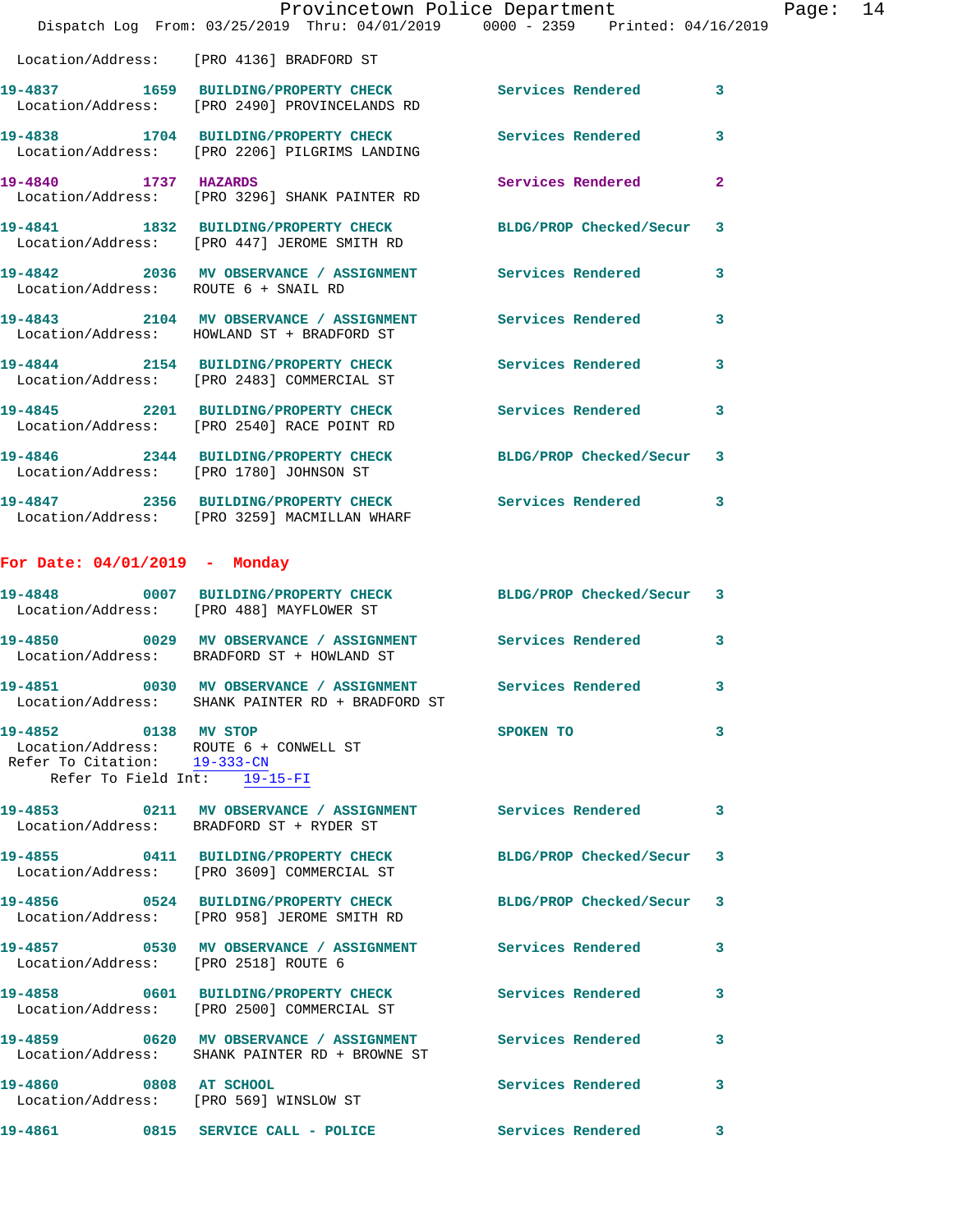Location/Address: [PRO 4136] BRADFORD ST

19-4837 1659 BUILDING/PROPERTY CHECK Services Rendered 3
Location/Address: [PRO 2490] PROVINCELANDS RD

19-4838 1704 BUILDING/PROPERTY CHECK Services Rendered 3
Location/Address: [PRO 2206] PILGRIMS LANDING

19-4840 1737 HAZARDS Services Rendered 2
Location/Address: [PRO 3296] SHANK PAINTER RD

19-4841 1832 BUILDING/PROPERTY CHECK BLDG/PROP Checked/Secur 3
Location/Address: [PRO 447] JEROME SMITH RD

19-4842 2036 MV OBSERVANCE / ASSIGNMENT Services Rendered 3
Location/Address: ROUTE 6 + SNAIL RD

19-4843 2104 MV OBSERVANCE / ASSIGNMENT Services Rendered 3
Location/Address: HOWLAND ST + BRADFORD ST

19-4844 2154 BUILDING/PROPERTY CHECK Services Rendered 3
Location/Address: [PRO 2483] COMMERCIAL ST

19-4845 2201 BUILDING/PROPERTY CHECK Services Rendered 3
Location/Address: [PRO 2540] RACE POINT RD

19-4846 2344 BUILDING/PROPERTY CHECK BLDG/PROP Checked/Secur 3
Location/Address: [PRO 1780] JOHNSON ST

19-4847 2356 BUILDING/PROPERTY CHECK Services Rendered 3
Location/Address: [PRO 3259] MACMILLAN WHARF

**For Date: 04/01/2019 - Monday**

19-4848 0007 BUILDING/PROPERTY CHECK BLDG/PROP Checked/Secur 3
Location/Address: [PRO 488] MAYFLOWER ST

19-4850 0029 MV OBSERVANCE / ASSIGNMENT Services Rendered 3
Location/Address: BRADFORD ST + HOWLAND ST

19-4851 0030 MV OBSERVANCE / ASSIGNMENT Services Rendered 3
Location/Address: SHANK PAINTER RD + BRADFORD ST

19-4852 0138 MV STOP SPOKEN TO 3
Location/Address: ROUTE 6 + CONWELL ST
Refer To Citation: 19-333-CN
Refer To Field Int: 19-15-FI

19-4853 0211 MV OBSERVANCE / ASSIGNMENT Services Rendered 3
Location/Address: BRADFORD ST + RYDER ST

19-4855 0411 BUILDING/PROPERTY CHECK BLDG/PROP Checked/Secur 3
Location/Address: [PRO 3609] COMMERCIAL ST

19-4856 0524 BUILDING/PROPERTY CHECK BLDG/PROP Checked/Secur 3
Location/Address: [PRO 958] JEROME SMITH RD

19-4857 0530 MV OBSERVANCE / ASSIGNMENT Services Rendered 3
Location/Address: [PRO 2518] ROUTE 6

19-4858 0601 BUILDING/PROPERTY CHECK Services Rendered 3
Location/Address: [PRO 2500] COMMERCIAL ST

19-4859 0620 MV OBSERVANCE / ASSIGNMENT Services Rendered 3
Location/Address: SHANK PAINTER RD + BROWNE ST

19-4860 0808 AT SCHOOL Services Rendered 3
Location/Address: [PRO 569] WINSLOW ST

19-4861 0815 SERVICE CALL - POLICE Services Rendered 3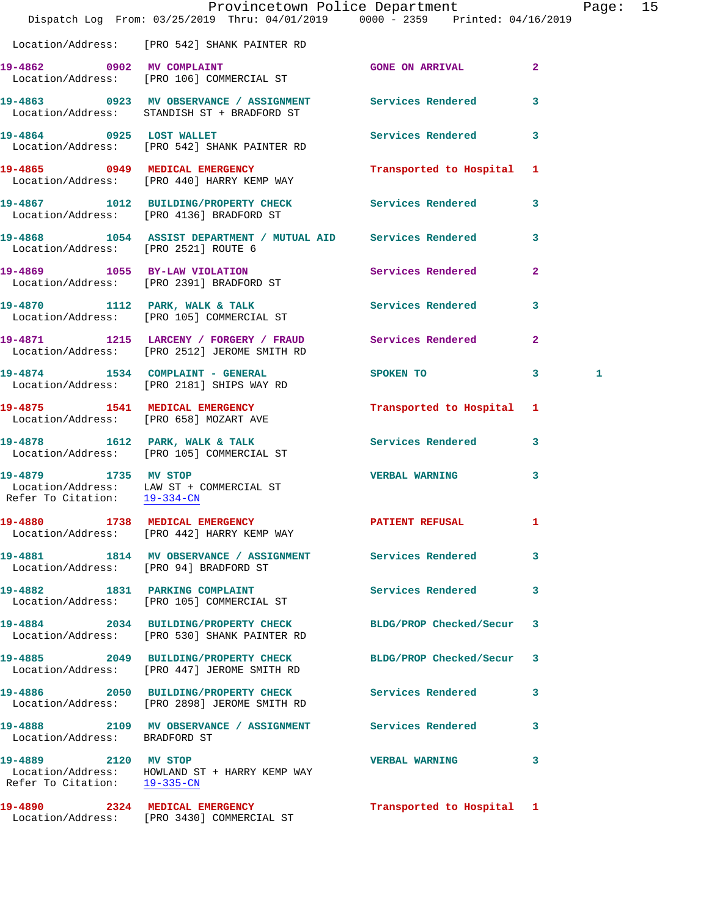Location/Address: [PRO 542] SHANK PAINTER RD

19-4862 0902 MV COMPLAINT GONE ON ARRIVAL 2
Location/Address: [PRO 106] COMMERCIAL ST

19-4863 0923 MV OBSERVANCE / ASSIGNMENT Services Rendered 3
Location/Address: STANDISH ST + BRADFORD ST

19-4864 0925 LOST WALLET Services Rendered 3
Location/Address: [PRO 542] SHANK PAINTER RD

19-4865 0949 MEDICAL EMERGENCY Transported to Hospital 1
Location/Address: [PRO 440] HARRY KEMP WAY

19-4867 1012 BUILDING/PROPERTY CHECK Services Rendered 3
Location/Address: [PRO 4136] BRADFORD ST

19-4868 1054 ASSIST DEPARTMENT / MUTUAL AID Services Rendered 3
Location/Address: [PRO 2521] ROUTE 6

19-4869 1055 BY-LAW VIOLATION Services Rendered 2
Location/Address: [PRO 2391] BRADFORD ST

19-4870 1112 PARK, WALK & TALK Services Rendered 3
Location/Address: [PRO 105] COMMERCIAL ST

19-4871 1215 LARCENY / FORGERY / FRAUD Services Rendered 2
Location/Address: [PRO 2512] JEROME SMITH RD

19-4874 1534 COMPLAINT - GENERAL SPOKEN TO 3 1
Location/Address: [PRO 2181] SHIPS WAY RD

19-4875 1541 MEDICAL EMERGENCY Transported to Hospital 1
Location/Address: [PRO 658] MOZART AVE

19-4878 1612 PARK, WALK & TALK Services Rendered 3
Location/Address: [PRO 105] COMMERCIAL ST

19-4879 1735 MV STOP VERBAL WARNING 3
Location/Address: LAW ST + COMMERCIAL ST
Refer To Citation: 19-334-CN

19-4880 1738 MEDICAL EMERGENCY PATIENT REFUSAL 1
Location/Address: [PRO 442] HARRY KEMP WAY

19-4881 1814 MV OBSERVANCE / ASSIGNMENT Services Rendered 3
Location/Address: [PRO 94] BRADFORD ST

19-4882 1831 PARKING COMPLAINT Services Rendered 3
Location/Address: [PRO 105] COMMERCIAL ST

19-4884 2034 BUILDING/PROPERTY CHECK BLDG/PROP Checked/Secur 3
Location/Address: [PRO 530] SHANK PAINTER RD

19-4885 2049 BUILDING/PROPERTY CHECK BLDG/PROP Checked/Secur 3
Location/Address: [PRO 447] JEROME SMITH RD

19-4886 2050 BUILDING/PROPERTY CHECK Services Rendered 3
Location/Address: [PRO 2898] JEROME SMITH RD

19-4888 2109 MV OBSERVANCE / ASSIGNMENT Services Rendered 3
Location/Address: BRADFORD ST

19-4889 2120 MV STOP VERBAL WARNING 3
Location/Address: HOWLAND ST + HARRY KEMP WAY
Refer To Citation: 19-335-CN

19-4890 2324 MEDICAL EMERGENCY Transported to Hospital 1
Location/Address: [PRO 3430] COMMERCIAL ST